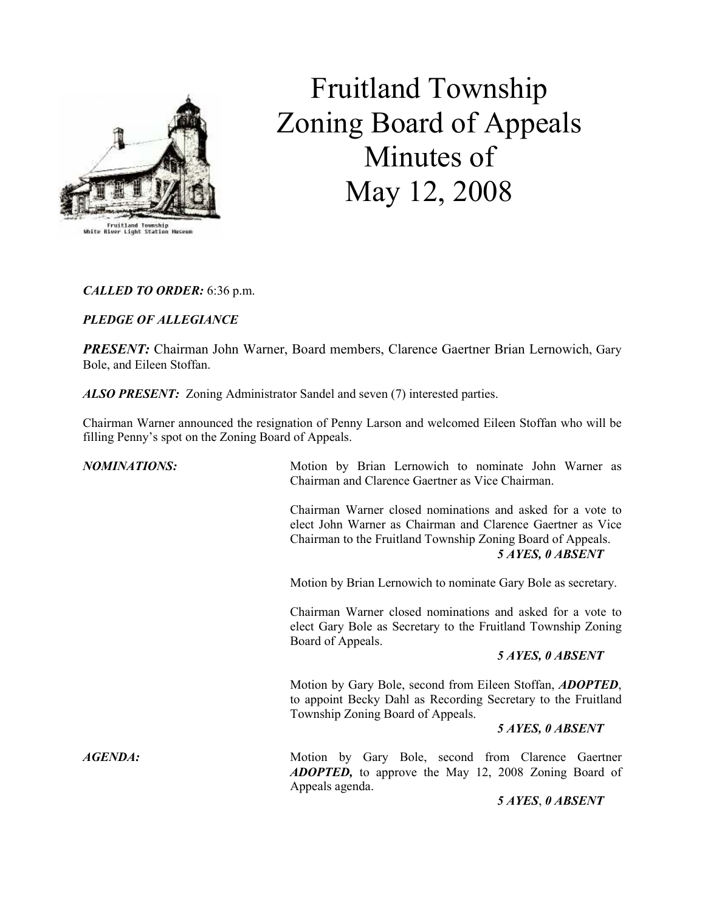# Fruitland Township Zoning Board of Appeals Minutes of May 12, 2008

***CALLED TO ORDER:*** 6:36 p.m.

***PLEDGE OF ALLEGIANCE***

***PRESENT:*** Chairman John Warner, Board members, Clarence Gaertner Brian Lernowich, Gary Bole, and Eileen Stoffan.

***ALSO PRESENT:*** Zoning Administrator Sandel and seven (7) interested parties.

Chairman Warner announced the resignation of Penny Larson and welcomed Eileen Stoffan who will be filling Penny's spot on the Zoning Board of Appeals.

***NOMINATIONS:***

Motion by Brian Lernowich to nominate John Warner as Chairman and Clarence Gaertner as Vice Chairman.

Chairman Warner closed nominations and asked for a vote to elect John Warner as Chairman and Clarence Gaertner as Vice Chairman to the Fruitland Township Zoning Board of Appeals.

***5 AYES, 0 ABSENT***

Motion by Brian Lernowich to nominate Gary Bole as secretary.

Chairman Warner closed nominations and asked for a vote to elect Gary Bole as Secretary to the Fruitland Township Zoning Board of Appeals.

***5 AYES, 0 ABSENT***

Motion by Gary Bole, second from Eileen Stoffan, ***ADOPTED***, to appoint Becky Dahl as Recording Secretary to the Fruitland Township Zoning Board of Appeals.

***5 AYES, 0 ABSENT***

***AGENDA:***

Motion by Gary Bole, second from Clarence Gaertner ***ADOPTED,*** to approve the May 12, 2008 Zoning Board of Appeals agenda.

***5 AYES, 0 ABSENT***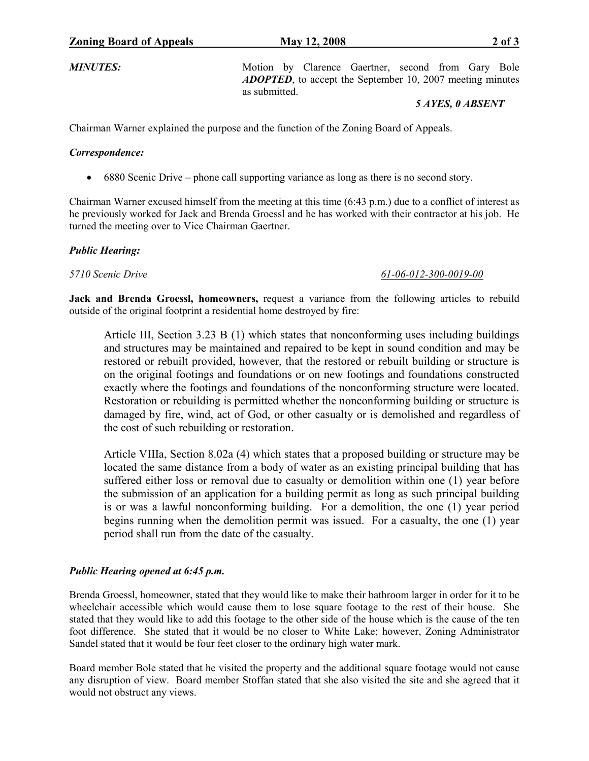***MINUTES:*** Motion by Clarence Gaertner, second from Gary Bole ***ADOPTED***, to accept the September 10, 2007 meeting minutes as submitted.

***5 AYES, 0 ABSENT***

Chairman Warner explained the purpose and the function of the Zoning Board of Appeals.

***Correspondence:***

- 6880 Scenic Drive – phone call supporting variance as long as there is no second story.

Chairman Warner excused himself from the meeting at this time (6:43 p.m.) due to a conflict of interest as he previously worked for Jack and Brenda Groessl and he has worked with their contractor at his job. He turned the meeting over to Vice Chairman Gaertner.

***Public Hearing:***

*5710 Scenic Drive* *61-06-012-300-0019-00*

**Jack and Brenda Groessl, homeowners,** request a variance from the following articles to rebuild outside of the original footprint a residential home destroyed by fire:

> Article III, Section 3.23 B (1) which states that nonconforming uses including buildings and structures may be maintained and repaired to be kept in sound condition and may be restored or rebuilt provided, however, that the restored or rebuilt building or structure is on the original footings and foundations or on new footings and foundations constructed exactly where the footings and foundations of the nonconforming structure were located. Restoration or rebuilding is permitted whether the nonconforming building or structure is damaged by fire, wind, act of God, or other casualty or is demolished and regardless of the cost of such rebuilding or restoration.
>
> Article VIIIa, Section 8.02a (4) which states that a proposed building or structure may be located the same distance from a body of water as an existing principal building that has suffered either loss or removal due to casualty or demolition within one (1) year before the submission of an application for a building permit as long as such principal building is or was a lawful nonconforming building. For a demolition, the one (1) year period begins running when the demolition permit was issued. For a casualty, the one (1) year period shall run from the date of the casualty.

***Public Hearing opened at 6:45 p.m.***

Brenda Groessl, homeowner, stated that they would like to make their bathroom larger in order for it to be wheelchair accessible which would cause them to lose square footage to the rest of their house. She stated that they would like to add this footage to the other side of the house which is the cause of the ten foot difference. She stated that it would be no closer to White Lake; however, Zoning Administrator Sandel stated that it would be four feet closer to the ordinary high water mark.

Board member Bole stated that he visited the property and the additional square footage would not cause any disruption of view. Board member Stoffan stated that she also visited the site and she agreed that it would not obstruct any views.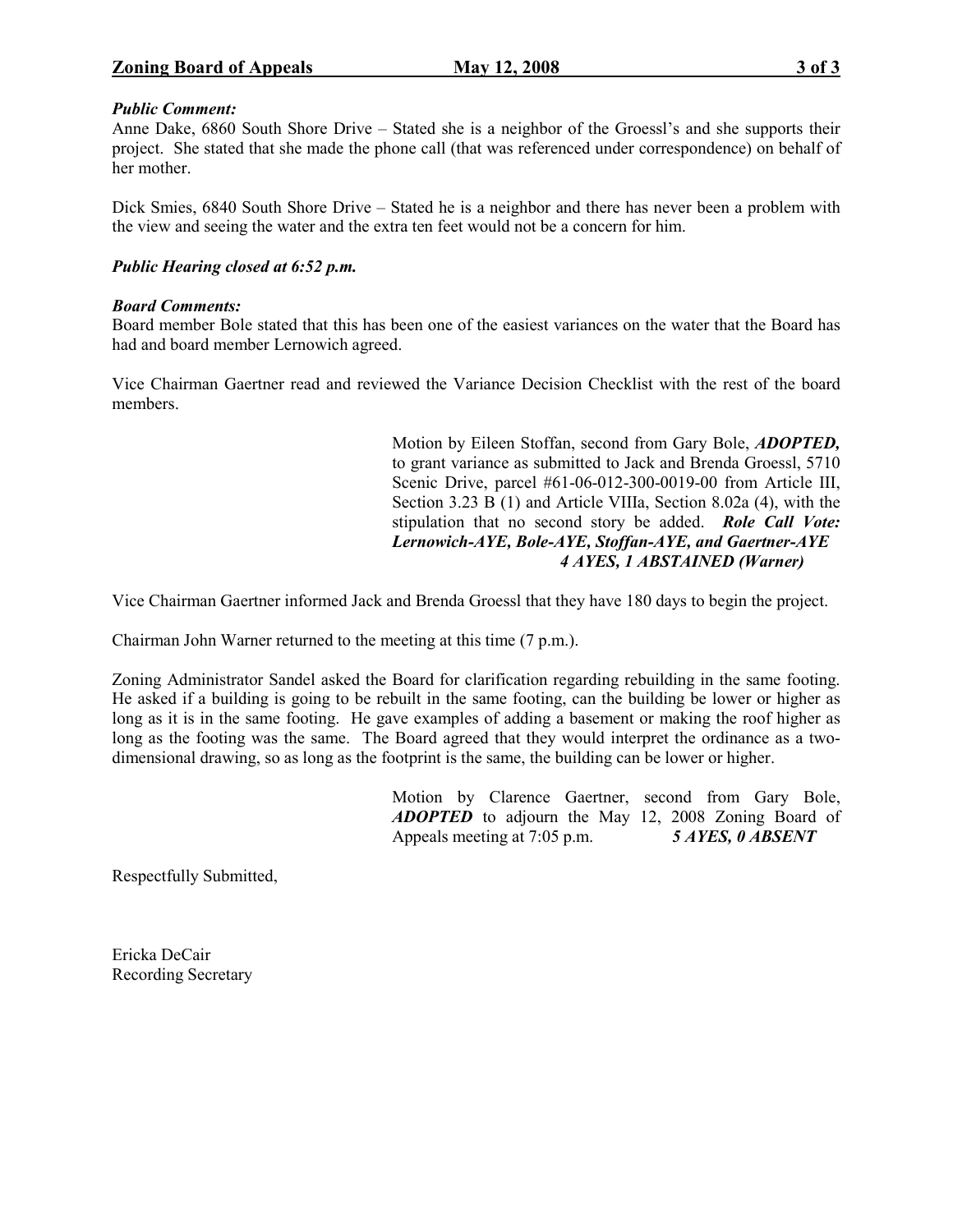***Public Comment:***
Anne Dake, 6860 South Shore Drive – Stated she is a neighbor of the Groessl's and she supports their project. She stated that she made the phone call (that was referenced under correspondence) on behalf of her mother.

Dick Smies, 6840 South Shore Drive – Stated he is a neighbor and there has never been a problem with the view and seeing the water and the extra ten feet would not be a concern for him.

***Public Hearing closed at 6:52 p.m.***

***Board Comments:***
Board member Bole stated that this has been one of the easiest variances on the water that the Board has had and board member Lernowich agreed.

Vice Chairman Gaertner read and reviewed the Variance Decision Checklist with the rest of the board members.

> Motion by Eileen Stoffan, second from Gary Bole, ***ADOPTED,*** to grant variance as submitted to Jack and Brenda Groessl, 5710 Scenic Drive, parcel #61-06-012-300-0019-00 from Article III, Section 3.23 B (1) and Article VIIIa, Section 8.02a (4), with the stipulation that no second story be added. ***Role Call Vote: Lernowich-AYE, Bole-AYE, Stoffan-AYE, and Gaertner-AYE***
> ***4 AYES, 1 ABSTAINED (Warner)***

Vice Chairman Gaertner informed Jack and Brenda Groessl that they have 180 days to begin the project.

Chairman John Warner returned to the meeting at this time (7 p.m.).

Zoning Administrator Sandel asked the Board for clarification regarding rebuilding in the same footing. He asked if a building is going to be rebuilt in the same footing, can the building be lower or higher as long as it is in the same footing. He gave examples of adding a basement or making the roof higher as long as the footing was the same. The Board agreed that they would interpret the ordinance as a two-dimensional drawing, so as long as the footprint is the same, the building can be lower or higher.

> Motion by Clarence Gaertner, second from Gary Bole, ***ADOPTED*** to adjourn the May 12, 2008 Zoning Board of Appeals meeting at 7:05 p.m. ***5 AYES, 0 ABSENT***

Respectfully Submitted,

Ericka DeCair
Recording Secretary